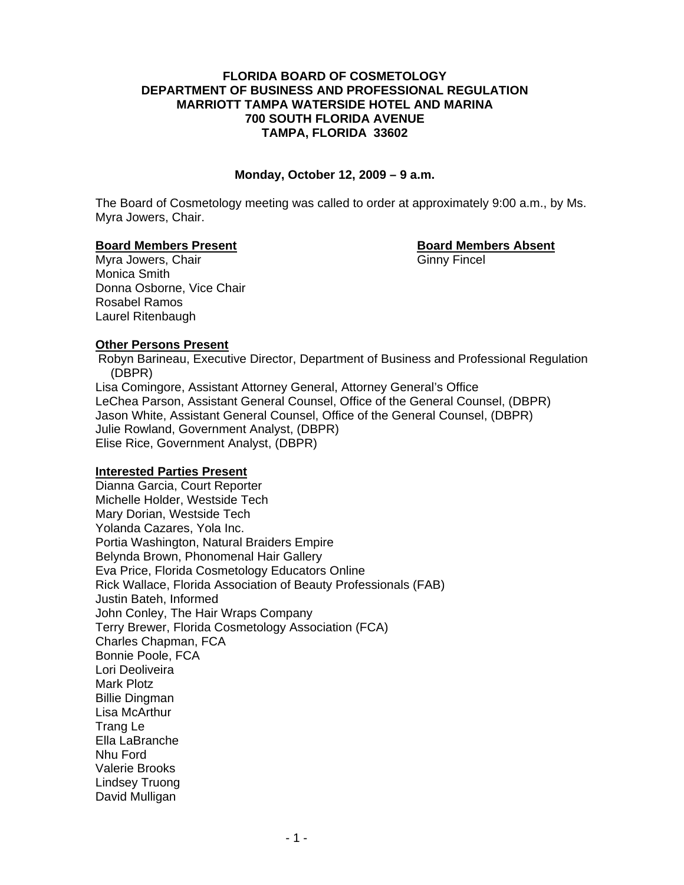**FLORIDA BOARD OF COSMETOLOGY**
**DEPARTMENT OF BUSINESS AND PROFESSIONAL REGULATION**
**MARRIOTT TAMPA WATERSIDE HOTEL AND MARINA**
**700 SOUTH FLORIDA AVENUE**
**TAMPA, FLORIDA 33602**

**Monday, October 12, 2009 – 9 a.m.**

The Board of Cosmetology meeting was called to order at approximately 9:00 a.m., by Ms. Myra Jowers, Chair.

**Board Members Present**

Myra Jowers, Chair
Monica Smith
Donna Osborne, Vice Chair
Rosabel Ramos
Laurel Ritenbaugh

**Board Members Absent**

Ginny Fincel

**Other Persons Present**

Robyn Barineau, Executive Director, Department of Business and Professional Regulation (DBPR)
Lisa Comingore, Assistant Attorney General, Attorney General's Office
LeChea Parson, Assistant General Counsel, Office of the General Counsel, (DBPR)
Jason White, Assistant General Counsel, Office of the General Counsel, (DBPR)
Julie Rowland, Government Analyst, (DBPR)
Elise Rice, Government Analyst, (DBPR)

**Interested Parties Present**

Dianna Garcia, Court Reporter
Michelle Holder, Westside Tech
Mary Dorian, Westside Tech
Yolanda Cazares, Yola Inc.
Portia Washington, Natural Braiders Empire
Belynda Brown, Phonomenal Hair Gallery
Eva Price, Florida Cosmetology Educators Online
Rick Wallace, Florida Association of Beauty Professionals (FAB)
Justin Bateh, Informed
John Conley, The Hair Wraps Company
Terry Brewer, Florida Cosmetology Association (FCA)
Charles Chapman, FCA
Bonnie Poole, FCA
Lori Deoliveira
Mark Plotz
Billie Dingman
Lisa McArthur
Trang Le
Ella LaBranche
Nhu Ford
Valerie Brooks
Lindsey Truong
David Mulligan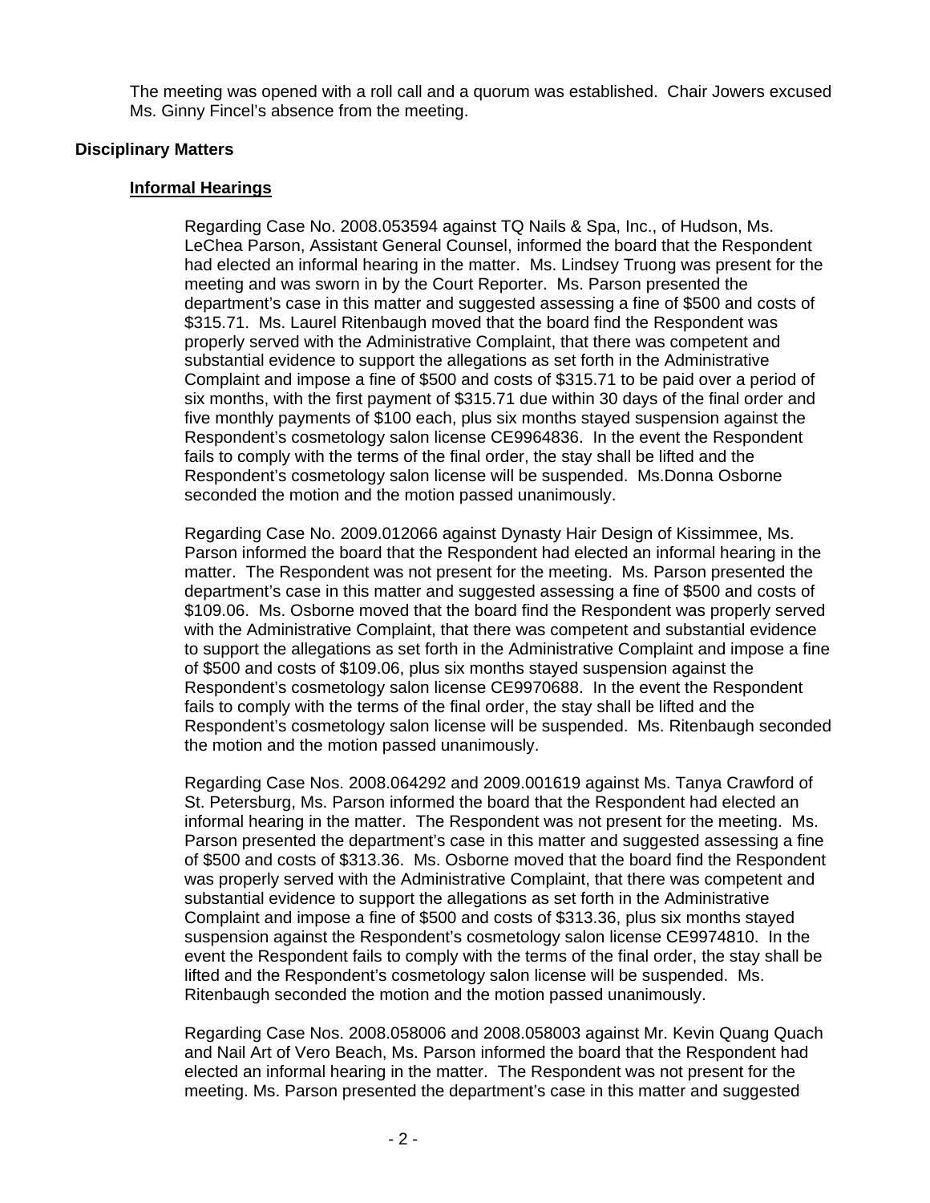The meeting was opened with a roll call and a quorum was established. Chair Jowers excused Ms. Ginny Fincel's absence from the meeting.

**Disciplinary Matters**

**Informal Hearings**

Regarding Case No. 2008.053594 against TQ Nails & Spa, Inc., of Hudson, Ms. LeChea Parson, Assistant General Counsel, informed the board that the Respondent had elected an informal hearing in the matter. Ms. Lindsey Truong was present for the meeting and was sworn in by the Court Reporter. Ms. Parson presented the department's case in this matter and suggested assessing a fine of $500 and costs of $315.71. Ms. Laurel Ritenbaugh moved that the board find the Respondent was properly served with the Administrative Complaint, that there was competent and substantial evidence to support the allegations as set forth in the Administrative Complaint and impose a fine of $500 and costs of $315.71 to be paid over a period of six months, with the first payment of $315.71 due within 30 days of the final order and five monthly payments of $100 each, plus six months stayed suspension against the Respondent's cosmetology salon license CE9964836. In the event the Respondent fails to comply with the terms of the final order, the stay shall be lifted and the Respondent's cosmetology salon license will be suspended. Ms.Donna Osborne seconded the motion and the motion passed unanimously.

Regarding Case No. 2009.012066 against Dynasty Hair Design of Kissimmee, Ms. Parson informed the board that the Respondent had elected an informal hearing in the matter. The Respondent was not present for the meeting. Ms. Parson presented the department's case in this matter and suggested assessing a fine of $500 and costs of $109.06. Ms. Osborne moved that the board find the Respondent was properly served with the Administrative Complaint, that there was competent and substantial evidence to support the allegations as set forth in the Administrative Complaint and impose a fine of $500 and costs of $109.06, plus six months stayed suspension against the Respondent's cosmetology salon license CE9970688. In the event the Respondent fails to comply with the terms of the final order, the stay shall be lifted and the Respondent's cosmetology salon license will be suspended. Ms. Ritenbaugh seconded the motion and the motion passed unanimously.

Regarding Case Nos. 2008.064292 and 2009.001619 against Ms. Tanya Crawford of St. Petersburg, Ms. Parson informed the board that the Respondent had elected an informal hearing in the matter. The Respondent was not present for the meeting. Ms. Parson presented the department's case in this matter and suggested assessing a fine of $500 and costs of $313.36. Ms. Osborne moved that the board find the Respondent was properly served with the Administrative Complaint, that there was competent and substantial evidence to support the allegations as set forth in the Administrative Complaint and impose a fine of $500 and costs of $313.36, plus six months stayed suspension against the Respondent's cosmetology salon license CE9974810. In the event the Respondent fails to comply with the terms of the final order, the stay shall be lifted and the Respondent's cosmetology salon license will be suspended. Ms. Ritenbaugh seconded the motion and the motion passed unanimously.

Regarding Case Nos. 2008.058006 and 2008.058003 against Mr. Kevin Quang Quach and Nail Art of Vero Beach, Ms. Parson informed the board that the Respondent had elected an informal hearing in the matter. The Respondent was not present for the meeting. Ms. Parson presented the department's case in this matter and suggested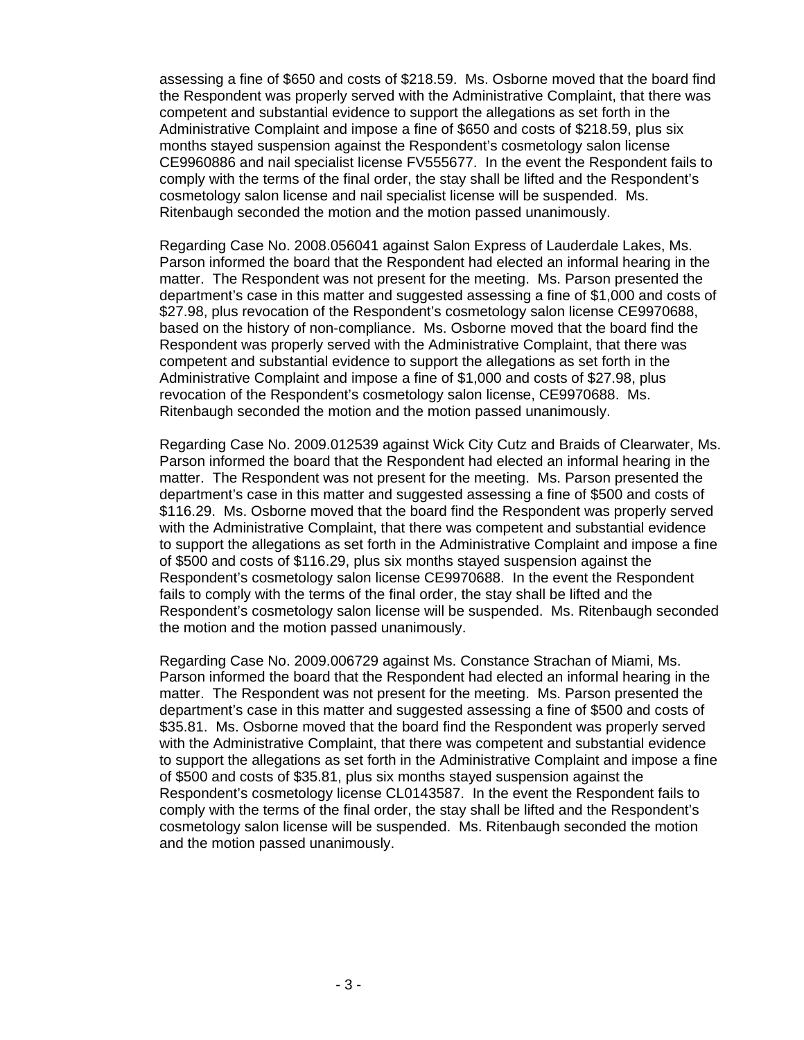assessing a fine of $650 and costs of $218.59. Ms. Osborne moved that the board find the Respondent was properly served with the Administrative Complaint, that there was competent and substantial evidence to support the allegations as set forth in the Administrative Complaint and impose a fine of $650 and costs of $218.59, plus six months stayed suspension against the Respondent's cosmetology salon license CE9960886 and nail specialist license FV555677. In the event the Respondent fails to comply with the terms of the final order, the stay shall be lifted and the Respondent's cosmetology salon license and nail specialist license will be suspended. Ms. Ritenbaugh seconded the motion and the motion passed unanimously.

Regarding Case No. 2008.056041 against Salon Express of Lauderdale Lakes, Ms. Parson informed the board that the Respondent had elected an informal hearing in the matter. The Respondent was not present for the meeting. Ms. Parson presented the department's case in this matter and suggested assessing a fine of $1,000 and costs of $27.98, plus revocation of the Respondent's cosmetology salon license CE9970688, based on the history of non-compliance. Ms. Osborne moved that the board find the Respondent was properly served with the Administrative Complaint, that there was competent and substantial evidence to support the allegations as set forth in the Administrative Complaint and impose a fine of $1,000 and costs of $27.98, plus revocation of the Respondent's cosmetology salon license, CE9970688. Ms. Ritenbaugh seconded the motion and the motion passed unanimously.

Regarding Case No. 2009.012539 against Wick City Cutz and Braids of Clearwater, Ms. Parson informed the board that the Respondent had elected an informal hearing in the matter. The Respondent was not present for the meeting. Ms. Parson presented the department's case in this matter and suggested assessing a fine of $500 and costs of $116.29. Ms. Osborne moved that the board find the Respondent was properly served with the Administrative Complaint, that there was competent and substantial evidence to support the allegations as set forth in the Administrative Complaint and impose a fine of $500 and costs of $116.29, plus six months stayed suspension against the Respondent's cosmetology salon license CE9970688. In the event the Respondent fails to comply with the terms of the final order, the stay shall be lifted and the Respondent's cosmetology salon license will be suspended. Ms. Ritenbaugh seconded the motion and the motion passed unanimously.

Regarding Case No. 2009.006729 against Ms. Constance Strachan of Miami, Ms. Parson informed the board that the Respondent had elected an informal hearing in the matter. The Respondent was not present for the meeting. Ms. Parson presented the department's case in this matter and suggested assessing a fine of $500 and costs of $35.81. Ms. Osborne moved that the board find the Respondent was properly served with the Administrative Complaint, that there was competent and substantial evidence to support the allegations as set forth in the Administrative Complaint and impose a fine of $500 and costs of $35.81, plus six months stayed suspension against the Respondent's cosmetology license CL0143587. In the event the Respondent fails to comply with the terms of the final order, the stay shall be lifted and the Respondent's cosmetology salon license will be suspended. Ms. Ritenbaugh seconded the motion and the motion passed unanimously.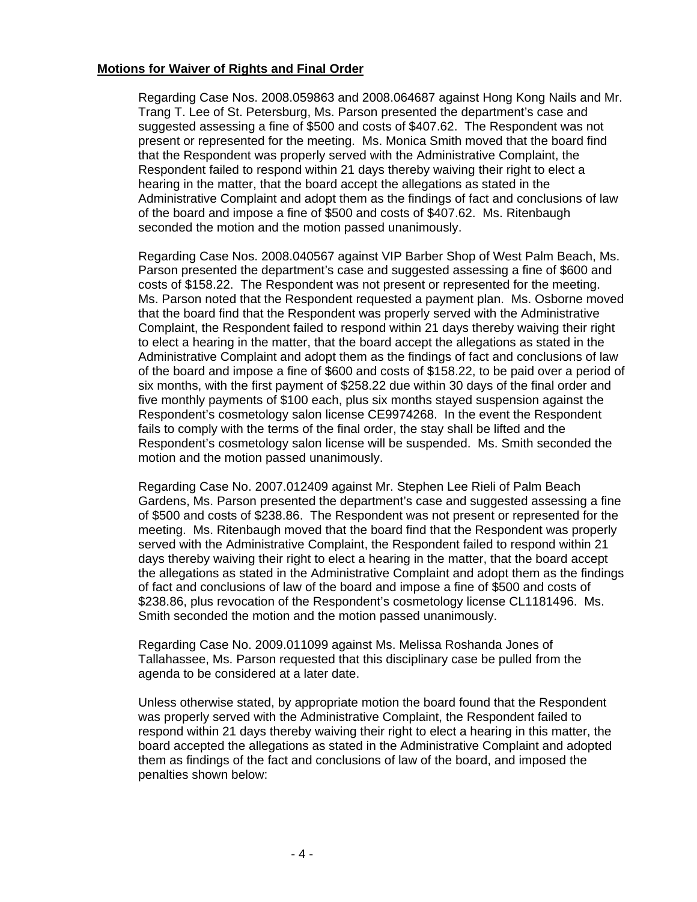**Motions for Waiver of Rights and Final Order**

Regarding Case Nos. 2008.059863 and 2008.064687 against Hong Kong Nails and Mr. Trang T. Lee of St. Petersburg, Ms. Parson presented the department's case and suggested assessing a fine of $500 and costs of $407.62. The Respondent was not present or represented for the meeting. Ms. Monica Smith moved that the board find that the Respondent was properly served with the Administrative Complaint, the Respondent failed to respond within 21 days thereby waiving their right to elect a hearing in the matter, that the board accept the allegations as stated in the Administrative Complaint and adopt them as the findings of fact and conclusions of law of the board and impose a fine of $500 and costs of $407.62. Ms. Ritenbaugh seconded the motion and the motion passed unanimously.

Regarding Case Nos. 2008.040567 against VIP Barber Shop of West Palm Beach, Ms. Parson presented the department's case and suggested assessing a fine of $600 and costs of $158.22. The Respondent was not present or represented for the meeting. Ms. Parson noted that the Respondent requested a payment plan. Ms. Osborne moved that the board find that the Respondent was properly served with the Administrative Complaint, the Respondent failed to respond within 21 days thereby waiving their right to elect a hearing in the matter, that the board accept the allegations as stated in the Administrative Complaint and adopt them as the findings of fact and conclusions of law of the board and impose a fine of $600 and costs of $158.22, to be paid over a period of six months, with the first payment of $258.22 due within 30 days of the final order and five monthly payments of $100 each, plus six months stayed suspension against the Respondent's cosmetology salon license CE9974268. In the event the Respondent fails to comply with the terms of the final order, the stay shall be lifted and the Respondent's cosmetology salon license will be suspended. Ms. Smith seconded the motion and the motion passed unanimously.

Regarding Case No. 2007.012409 against Mr. Stephen Lee Rieli of Palm Beach Gardens, Ms. Parson presented the department's case and suggested assessing a fine of $500 and costs of $238.86. The Respondent was not present or represented for the meeting. Ms. Ritenbaugh moved that the board find that the Respondent was properly served with the Administrative Complaint, the Respondent failed to respond within 21 days thereby waiving their right to elect a hearing in the matter, that the board accept the allegations as stated in the Administrative Complaint and adopt them as the findings of fact and conclusions of law of the board and impose a fine of $500 and costs of $238.86, plus revocation of the Respondent's cosmetology license CL1181496. Ms. Smith seconded the motion and the motion passed unanimously.

Regarding Case No. 2009.011099 against Ms. Melissa Roshanda Jones of Tallahassee, Ms. Parson requested that this disciplinary case be pulled from the agenda to be considered at a later date.

Unless otherwise stated, by appropriate motion the board found that the Respondent was properly served with the Administrative Complaint, the Respondent failed to respond within 21 days thereby waiving their right to elect a hearing in this matter, the board accepted the allegations as stated in the Administrative Complaint and adopted them as findings of the fact and conclusions of law of the board, and imposed the penalties shown below: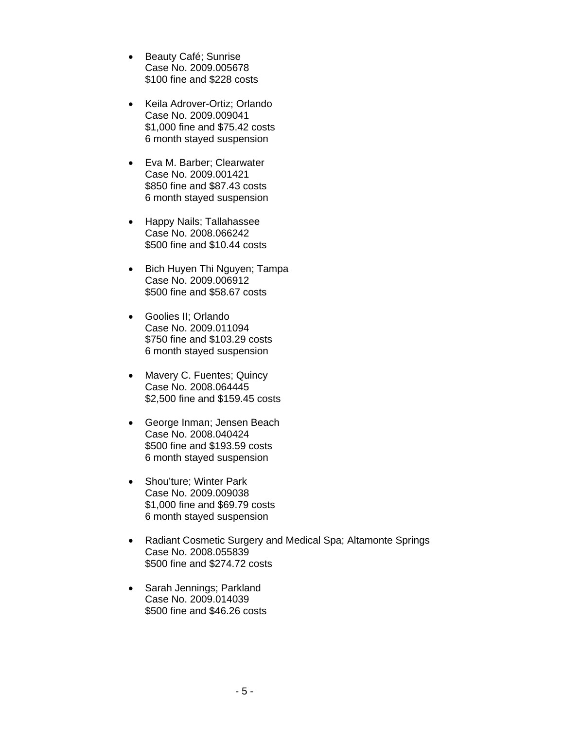- Beauty Café; Sunrise
  Case No. 2009.005678
  $100 fine and $228 costs

- Keila Adrover-Ortiz; Orlando
  Case No. 2009.009041
  $1,000 fine and $75.42 costs
  6 month stayed suspension

- Eva M. Barber; Clearwater
  Case No. 2009.001421
  $850 fine and $87.43 costs
  6 month stayed suspension

- Happy Nails; Tallahassee
  Case No. 2008.066242
  $500 fine and $10.44 costs

- Bich Huyen Thi Nguyen; Tampa
  Case No. 2009.006912
  $500 fine and $58.67 costs

- Goolies II; Orlando
  Case No. 2009.011094
  $750 fine and $103.29 costs
  6 month stayed suspension

- Mavery C. Fuentes; Quincy
  Case No. 2008.064445
  $2,500 fine and $159.45 costs

- George Inman; Jensen Beach
  Case No. 2008.040424
  $500 fine and $193.59 costs
  6 month stayed suspension

- Shou'ture; Winter Park
  Case No. 2009.009038
  $1,000 fine and $69.79 costs
  6 month stayed suspension

- Radiant Cosmetic Surgery and Medical Spa; Altamonte Springs
  Case No. 2008.055839
  $500 fine and $274.72 costs

- Sarah Jennings; Parkland
  Case No. 2009.014039
  $500 fine and $46.26 costs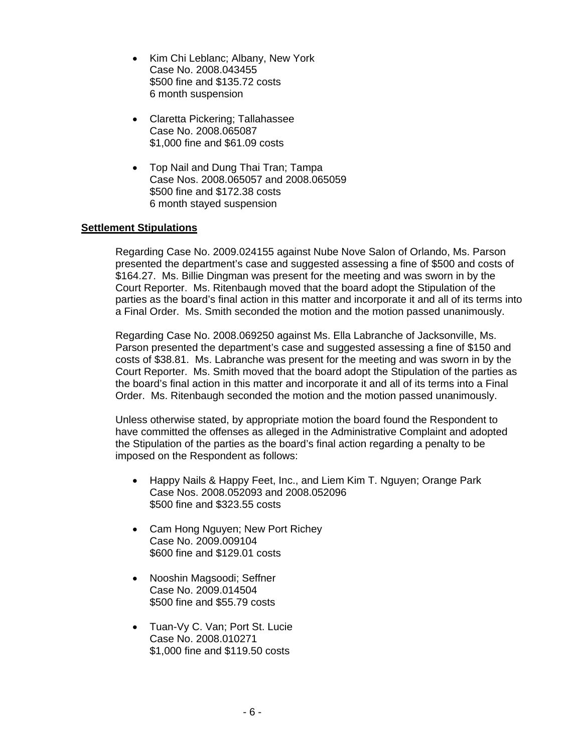- Kim Chi Leblanc; Albany, New York
  Case No. 2008.043455
  $500 fine and $135.72 costs
  6 month suspension

- Claretta Pickering; Tallahassee
  Case No. 2008.065087
  $1,000 fine and $61.09 costs

- Top Nail and Dung Thai Tran; Tampa
  Case Nos. 2008.065057 and 2008.065059
  $500 fine and $172.38 costs
  6 month stayed suspension

**Settlement Stipulations**

Regarding Case No. 2009.024155 against Nube Nove Salon of Orlando, Ms. Parson presented the department's case and suggested assessing a fine of $500 and costs of $164.27. Ms. Billie Dingman was present for the meeting and was sworn in by the Court Reporter. Ms. Ritenbaugh moved that the board adopt the Stipulation of the parties as the board's final action in this matter and incorporate it and all of its terms into a Final Order. Ms. Smith seconded the motion and the motion passed unanimously.

Regarding Case No. 2008.069250 against Ms. Ella Labranche of Jacksonville, Ms. Parson presented the department's case and suggested assessing a fine of $150 and costs of $38.81. Ms. Labranche was present for the meeting and was sworn in by the Court Reporter. Ms. Smith moved that the board adopt the Stipulation of the parties as the board's final action in this matter and incorporate it and all of its terms into a Final Order. Ms. Ritenbaugh seconded the motion and the motion passed unanimously.

Unless otherwise stated, by appropriate motion the board found the Respondent to have committed the offenses as alleged in the Administrative Complaint and adopted the Stipulation of the parties as the board's final action regarding a penalty to be imposed on the Respondent as follows:

- Happy Nails & Happy Feet, Inc., and Liem Kim T. Nguyen; Orange Park
  Case Nos. 2008.052093 and 2008.052096
  $500 fine and $323.55 costs

- Cam Hong Nguyen; New Port Richey
  Case No. 2009.009104
  $600 fine and $129.01 costs

- Nooshin Magsoodi; Seffner
  Case No. 2009.014504
  $500 fine and $55.79 costs

- Tuan-Vy C. Van; Port St. Lucie
  Case No. 2008.010271
  $1,000 fine and $119.50 costs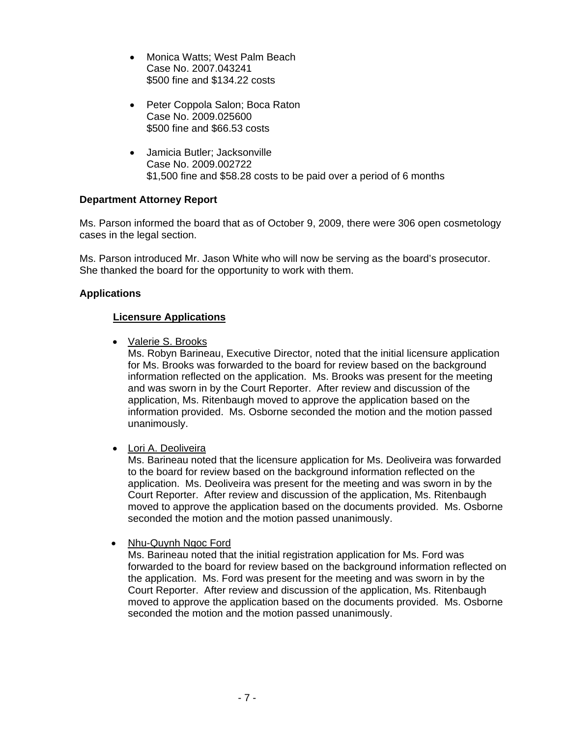- Monica Watts; West Palm Beach
  Case No. 2007.043241
  $500 fine and $134.22 costs

- Peter Coppola Salon; Boca Raton
  Case No. 2009.025600
  $500 fine and $66.53 costs

- Jamicia Butler; Jacksonville
  Case No. 2009.002722
  $1,500 fine and $58.28 costs to be paid over a period of 6 months

**Department Attorney Report**

Ms. Parson informed the board that as of October 9, 2009, there were 306 open cosmetology cases in the legal section.

Ms. Parson introduced Mr. Jason White who will now be serving as the board's prosecutor. She thanked the board for the opportunity to work with them.

**Applications**

**Licensure Applications**

- Valerie S. Brooks
  Ms. Robyn Barineau, Executive Director, noted that the initial licensure application for Ms. Brooks was forwarded to the board for review based on the background information reflected on the application. Ms. Brooks was present for the meeting and was sworn in by the Court Reporter. After review and discussion of the application, Ms. Ritenbaugh moved to approve the application based on the information provided. Ms. Osborne seconded the motion and the motion passed unanimously.

- Lori A. Deoliveira
  Ms. Barineau noted that the licensure application for Ms. Deoliveira was forwarded to the board for review based on the background information reflected on the application. Ms. Deoliveira was present for the meeting and was sworn in by the Court Reporter. After review and discussion of the application, Ms. Ritenbaugh moved to approve the application based on the documents provided. Ms. Osborne seconded the motion and the motion passed unanimously.

- Nhu-Quynh Ngoc Ford
  Ms. Barineau noted that the initial registration application for Ms. Ford was forwarded to the board for review based on the background information reflected on the application. Ms. Ford was present for the meeting and was sworn in by the Court Reporter. After review and discussion of the application, Ms. Ritenbaugh moved to approve the application based on the documents provided. Ms. Osborne seconded the motion and the motion passed unanimously.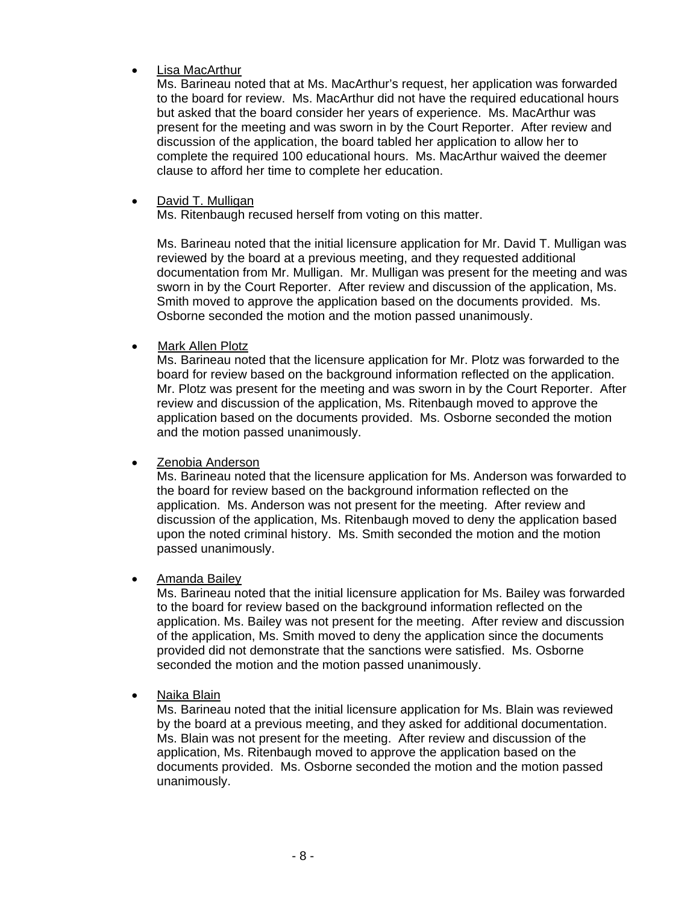- Lisa MacArthur

  Ms. Barineau noted that at Ms. MacArthur's request, her application was forwarded to the board for review. Ms. MacArthur did not have the required educational hours but asked that the board consider her years of experience. Ms. MacArthur was present for the meeting and was sworn in by the Court Reporter. After review and discussion of the application, the board tabled her application to allow her to complete the required 100 educational hours. Ms. MacArthur waived the deemer clause to afford her time to complete her education.

- David T. Mulligan

  Ms. Ritenbaugh recused herself from voting on this matter.

  Ms. Barineau noted that the initial licensure application for Mr. David T. Mulligan was reviewed by the board at a previous meeting, and they requested additional documentation from Mr. Mulligan. Mr. Mulligan was present for the meeting and was sworn in by the Court Reporter. After review and discussion of the application, Ms. Smith moved to approve the application based on the documents provided. Ms. Osborne seconded the motion and the motion passed unanimously.

- Mark Allen Plotz

  Ms. Barineau noted that the licensure application for Mr. Plotz was forwarded to the board for review based on the background information reflected on the application. Mr. Plotz was present for the meeting and was sworn in by the Court Reporter. After review and discussion of the application, Ms. Ritenbaugh moved to approve the application based on the documents provided. Ms. Osborne seconded the motion and the motion passed unanimously.

- Zenobia Anderson

  Ms. Barineau noted that the licensure application for Ms. Anderson was forwarded to the board for review based on the background information reflected on the application. Ms. Anderson was not present for the meeting. After review and discussion of the application, Ms. Ritenbaugh moved to deny the application based upon the noted criminal history. Ms. Smith seconded the motion and the motion passed unanimously.

- Amanda Bailey

  Ms. Barineau noted that the initial licensure application for Ms. Bailey was forwarded to the board for review based on the background information reflected on the application. Ms. Bailey was not present for the meeting. After review and discussion of the application, Ms. Smith moved to deny the application since the documents provided did not demonstrate that the sanctions were satisfied. Ms. Osborne seconded the motion and the motion passed unanimously.

- Naika Blain

  Ms. Barineau noted that the initial licensure application for Ms. Blain was reviewed by the board at a previous meeting, and they asked for additional documentation. Ms. Blain was not present for the meeting. After review and discussion of the application, Ms. Ritenbaugh moved to approve the application based on the documents provided. Ms. Osborne seconded the motion and the motion passed unanimously.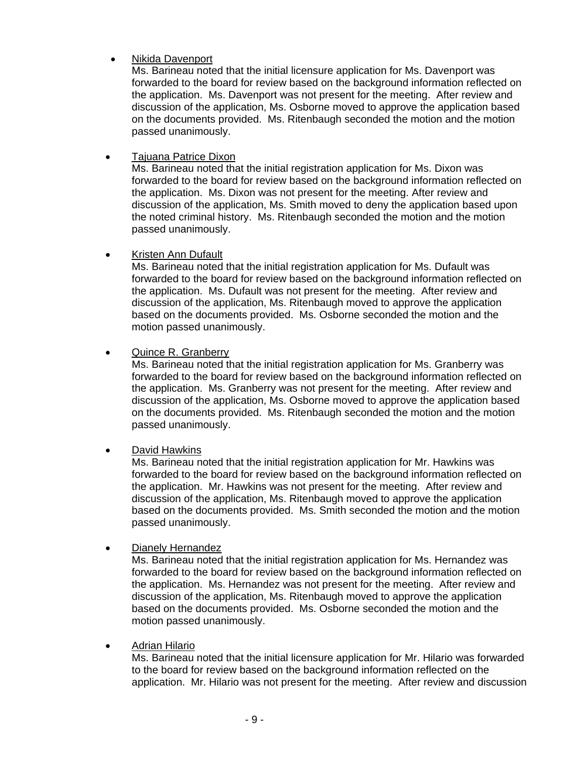- <u>Nikida Davenport</u>
  Ms. Barineau noted that the initial licensure application for Ms. Davenport was forwarded to the board for review based on the background information reflected on the application. Ms. Davenport was not present for the meeting. After review and discussion of the application, Ms. Osborne moved to approve the application based on the documents provided. Ms. Ritenbaugh seconded the motion and the motion passed unanimously.

- <u>Tajuana Patrice Dixon</u>
  Ms. Barineau noted that the initial registration application for Ms. Dixon was forwarded to the board for review based on the background information reflected on the application. Ms. Dixon was not present for the meeting. After review and discussion of the application, Ms. Smith moved to deny the application based upon the noted criminal history. Ms. Ritenbaugh seconded the motion and the motion passed unanimously.

- <u>Kristen Ann Dufault</u>
  Ms. Barineau noted that the initial registration application for Ms. Dufault was forwarded to the board for review based on the background information reflected on the application. Ms. Dufault was not present for the meeting. After review and discussion of the application, Ms. Ritenbaugh moved to approve the application based on the documents provided. Ms. Osborne seconded the motion and the motion passed unanimously.

- <u>Quince R. Granberry</u>
  Ms. Barineau noted that the initial registration application for Ms. Granberry was forwarded to the board for review based on the background information reflected on the application. Ms. Granberry was not present for the meeting. After review and discussion of the application, Ms. Osborne moved to approve the application based on the documents provided. Ms. Ritenbaugh seconded the motion and the motion passed unanimously.

- <u>David Hawkins</u>
  Ms. Barineau noted that the initial registration application for Mr. Hawkins was forwarded to the board for review based on the background information reflected on the application. Mr. Hawkins was not present for the meeting. After review and discussion of the application, Ms. Ritenbaugh moved to approve the application based on the documents provided. Ms. Smith seconded the motion and the motion passed unanimously.

- <u>Dianely Hernandez</u>
  Ms. Barineau noted that the initial registration application for Ms. Hernandez was forwarded to the board for review based on the background information reflected on the application. Ms. Hernandez was not present for the meeting. After review and discussion of the application, Ms. Ritenbaugh moved to approve the application based on the documents provided. Ms. Osborne seconded the motion and the motion passed unanimously.

- <u>Adrian Hilario</u>
  Ms. Barineau noted that the initial licensure application for Mr. Hilario was forwarded to the board for review based on the background information reflected on the application. Mr. Hilario was not present for the meeting. After review and discussion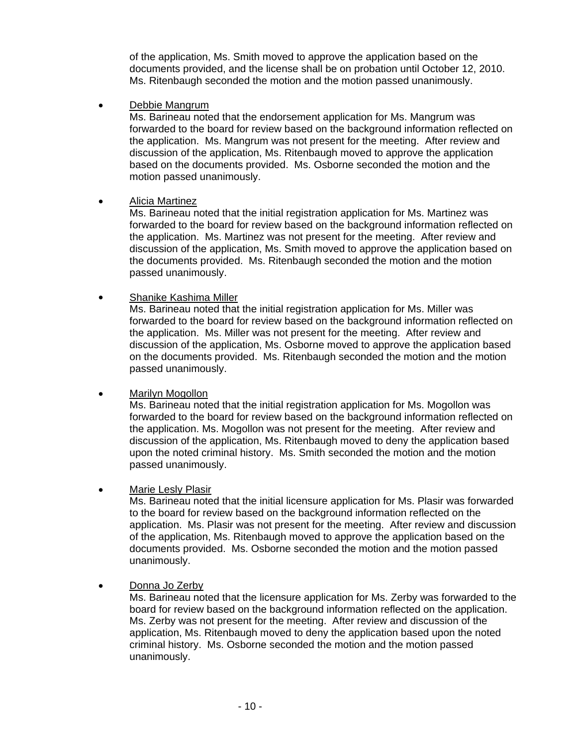of the application, Ms. Smith moved to approve the application based on the documents provided, and the license shall be on probation until October 12, 2010. Ms. Ritenbaugh seconded the motion and the motion passed unanimously.

- <u>Debbie Mangrum</u>
  Ms. Barineau noted that the endorsement application for Ms. Mangrum was forwarded to the board for review based on the background information reflected on the application. Ms. Mangrum was not present for the meeting. After review and discussion of the application, Ms. Ritenbaugh moved to approve the application based on the documents provided. Ms. Osborne seconded the motion and the motion passed unanimously.

- <u>Alicia Martinez</u>
  Ms. Barineau noted that the initial registration application for Ms. Martinez was forwarded to the board for review based on the background information reflected on the application. Ms. Martinez was not present for the meeting. After review and discussion of the application, Ms. Smith moved to approve the application based on the documents provided. Ms. Ritenbaugh seconded the motion and the motion passed unanimously.

- <u>Shanike Kashima Miller</u>
  Ms. Barineau noted that the initial registration application for Ms. Miller was forwarded to the board for review based on the background information reflected on the application. Ms. Miller was not present for the meeting. After review and discussion of the application, Ms. Osborne moved to approve the application based on the documents provided. Ms. Ritenbaugh seconded the motion and the motion passed unanimously.

- <u>Marilyn Mogollon</u>
  Ms. Barineau noted that the initial registration application for Ms. Mogollon was forwarded to the board for review based on the background information reflected on the application. Ms. Mogollon was not present for the meeting. After review and discussion of the application, Ms. Ritenbaugh moved to deny the application based upon the noted criminal history. Ms. Smith seconded the motion and the motion passed unanimously.

- <u>Marie Lesly Plasir</u>
  Ms. Barineau noted that the initial licensure application for Ms. Plasir was forwarded to the board for review based on the background information reflected on the application. Ms. Plasir was not present for the meeting. After review and discussion of the application, Ms. Ritenbaugh moved to approve the application based on the documents provided. Ms. Osborne seconded the motion and the motion passed unanimously.

- <u>Donna Jo Zerby</u>
  Ms. Barineau noted that the licensure application for Ms. Zerby was forwarded to the board for review based on the background information reflected on the application. Ms. Zerby was not present for the meeting. After review and discussion of the application, Ms. Ritenbaugh moved to deny the application based upon the noted criminal history. Ms. Osborne seconded the motion and the motion passed unanimously.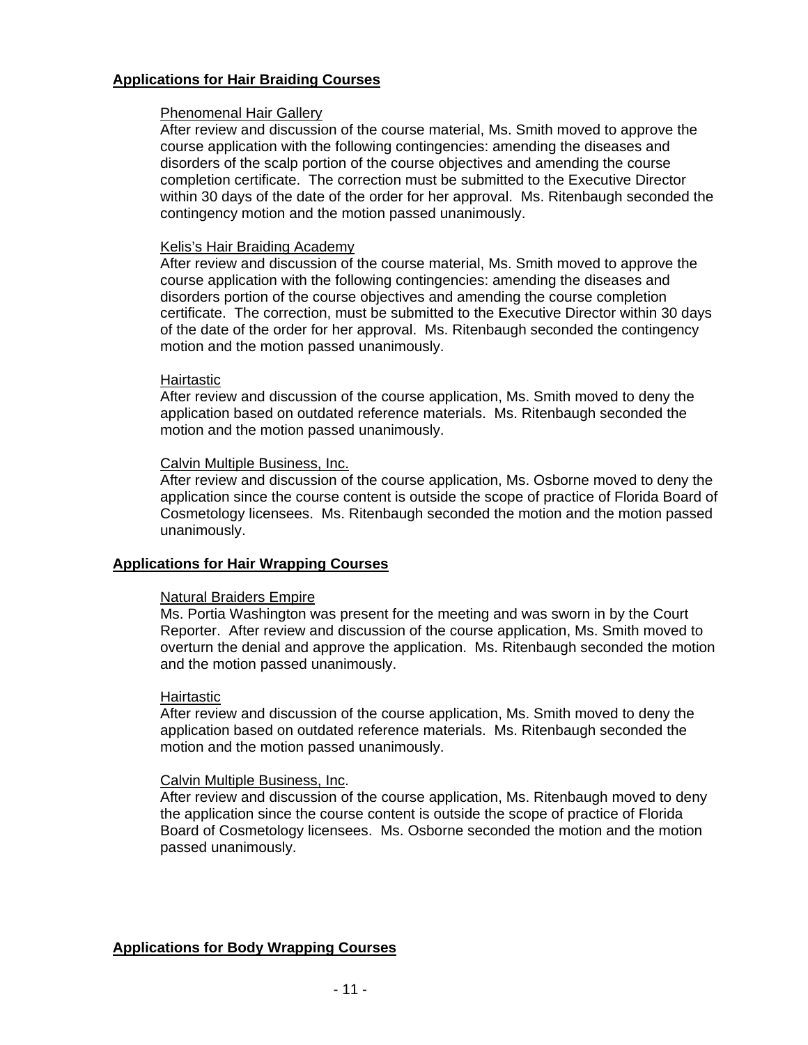**Applications for Hair Braiding Courses**

Phenomenal Hair Gallery
After review and discussion of the course material, Ms. Smith moved to approve the course application with the following contingencies: amending the diseases and disorders of the scalp portion of the course objectives and amending the course completion certificate. The correction must be submitted to the Executive Director within 30 days of the date of the order for her approval. Ms. Ritenbaugh seconded the contingency motion and the motion passed unanimously.

Kelis's Hair Braiding Academy
After review and discussion of the course material, Ms. Smith moved to approve the course application with the following contingencies: amending the diseases and disorders portion of the course objectives and amending the course completion certificate. The correction, must be submitted to the Executive Director within 30 days of the date of the order for her approval. Ms. Ritenbaugh seconded the contingency motion and the motion passed unanimously.

Hairtastic
After review and discussion of the course application, Ms. Smith moved to deny the application based on outdated reference materials. Ms. Ritenbaugh seconded the motion and the motion passed unanimously.

Calvin Multiple Business, Inc.
After review and discussion of the course application, Ms. Osborne moved to deny the application since the course content is outside the scope of practice of Florida Board of Cosmetology licensees. Ms. Ritenbaugh seconded the motion and the motion passed unanimously.

**Applications for Hair Wrapping Courses**

Natural Braiders Empire
Ms. Portia Washington was present for the meeting and was sworn in by the Court Reporter. After review and discussion of the course application, Ms. Smith moved to overturn the denial and approve the application. Ms. Ritenbaugh seconded the motion and the motion passed unanimously.

Hairtastic
After review and discussion of the course application, Ms. Smith moved to deny the application based on outdated reference materials. Ms. Ritenbaugh seconded the motion and the motion passed unanimously.

Calvin Multiple Business, Inc.
After review and discussion of the course application, Ms. Ritenbaugh moved to deny the application since the course content is outside the scope of practice of Florida Board of Cosmetology licensees. Ms. Osborne seconded the motion and the motion passed unanimously.

**Applications for Body Wrapping Courses**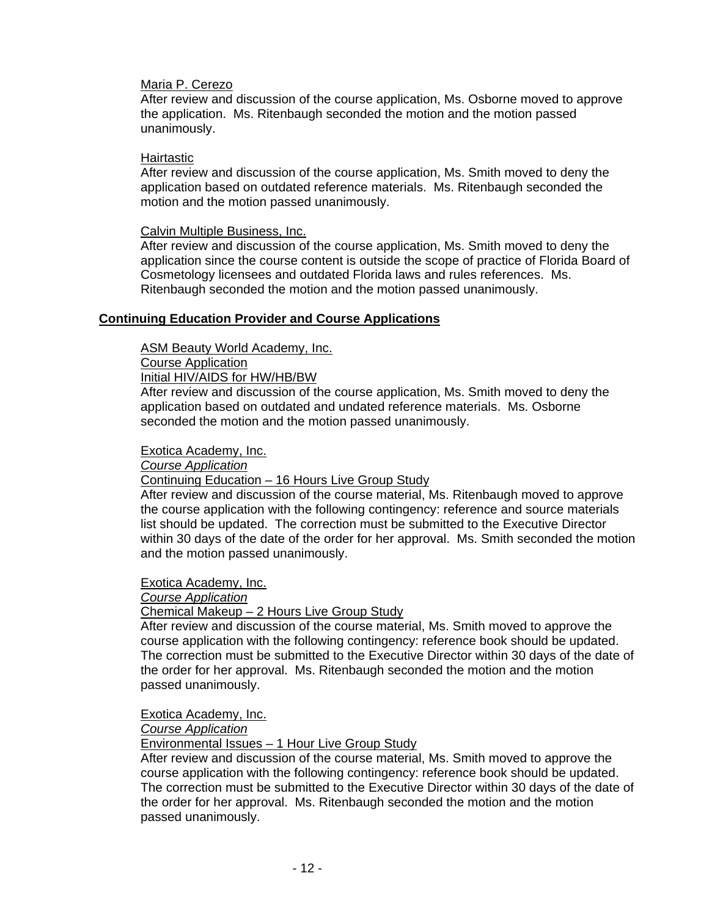<u>Maria P. Cerezo</u>
After review and discussion of the course application, Ms. Osborne moved to approve the application. Ms. Ritenbaugh seconded the motion and the motion passed unanimously.

<u>Hairtastic</u>
After review and discussion of the course application, Ms. Smith moved to deny the application based on outdated reference materials. Ms. Ritenbaugh seconded the motion and the motion passed unanimously.

<u>Calvin Multiple Business, Inc.</u>
After review and discussion of the course application, Ms. Smith moved to deny the application since the course content is outside the scope of practice of Florida Board of Cosmetology licensees and outdated Florida laws and rules references. Ms. Ritenbaugh seconded the motion and the motion passed unanimously.

## Continuing Education Provider and Course Applications

<u>ASM Beauty World Academy, Inc.</u>
<u>Course Application</u>
<u>Initial HIV/AIDS for HW/HB/BW</u>
After review and discussion of the course application, Ms. Smith moved to deny the application based on outdated and undated reference materials. Ms. Osborne seconded the motion and the motion passed unanimously.

<u>Exotica Academy, Inc.</u>
*<u>Course Application</u>*
<u>Continuing Education – 16 Hours Live Group Study</u>
After review and discussion of the course material, Ms. Ritenbaugh moved to approve the course application with the following contingency: reference and source materials list should be updated. The correction must be submitted to the Executive Director within 30 days of the date of the order for her approval. Ms. Smith seconded the motion and the motion passed unanimously.

<u>Exotica Academy, Inc.</u>
*<u>Course Application</u>*
<u>Chemical Makeup – 2 Hours Live Group Study</u>
After review and discussion of the course material, Ms. Smith moved to approve the course application with the following contingency: reference book should be updated. The correction must be submitted to the Executive Director within 30 days of the date of the order for her approval. Ms. Ritenbaugh seconded the motion and the motion passed unanimously.

<u>Exotica Academy, Inc.</u>
*<u>Course Application</u>*
<u>Environmental Issues – 1 Hour Live Group Study</u>
After review and discussion of the course material, Ms. Smith moved to approve the course application with the following contingency: reference book should be updated. The correction must be submitted to the Executive Director within 30 days of the date of the order for her approval. Ms. Ritenbaugh seconded the motion and the motion passed unanimously.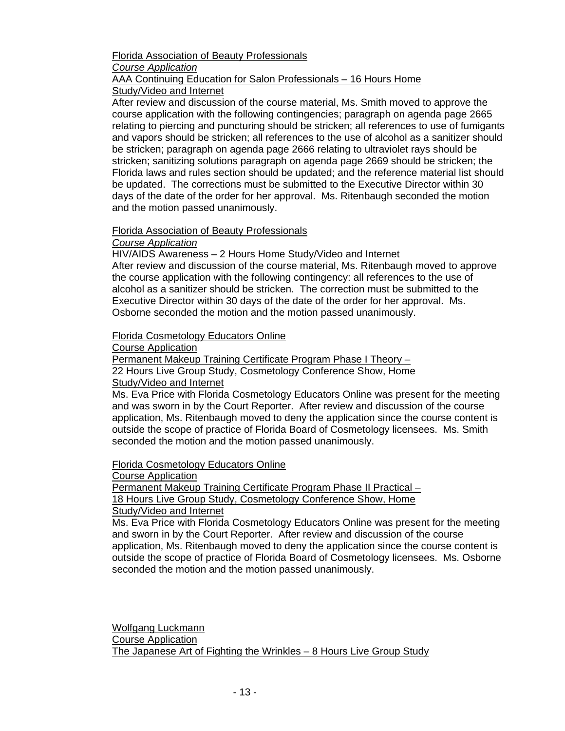Florida Association of Beauty Professionals
*Course Application*
AAA Continuing Education for Salon Professionals – 16 Hours Home Study/Video and Internet

After review and discussion of the course material, Ms. Smith moved to approve the course application with the following contingencies; paragraph on agenda page 2665 relating to piercing and puncturing should be stricken; all references to use of fumigants and vapors should be stricken; all references to the use of alcohol as a sanitizer should be stricken; paragraph on agenda page 2666 relating to ultraviolet rays should be stricken; sanitizing solutions paragraph on agenda page 2669 should be stricken; the Florida laws and rules section should be updated; and the reference material list should be updated. The corrections must be submitted to the Executive Director within 30 days of the date of the order for her approval. Ms. Ritenbaugh seconded the motion and the motion passed unanimously.

Florida Association of Beauty Professionals
*Course Application*
HIV/AIDS Awareness – 2 Hours Home Study/Video and Internet

After review and discussion of the course material, Ms. Ritenbaugh moved to approve the course application with the following contingency: all references to the use of alcohol as a sanitizer should be stricken. The correction must be submitted to the Executive Director within 30 days of the date of the order for her approval. Ms. Osborne seconded the motion and the motion passed unanimously.

Florida Cosmetology Educators Online
Course Application
Permanent Makeup Training Certificate Program Phase I Theory – 22 Hours Live Group Study, Cosmetology Conference Show, Home Study/Video and Internet

Ms. Eva Price with Florida Cosmetology Educators Online was present for the meeting and was sworn in by the Court Reporter. After review and discussion of the course application, Ms. Ritenbaugh moved to deny the application since the course content is outside the scope of practice of Florida Board of Cosmetology licensees. Ms. Smith seconded the motion and the motion passed unanimously.

Florida Cosmetology Educators Online
Course Application
Permanent Makeup Training Certificate Program Phase II Practical – 18 Hours Live Group Study, Cosmetology Conference Show, Home Study/Video and Internet

Ms. Eva Price with Florida Cosmetology Educators Online was present for the meeting and sworn in by the Court Reporter. After review and discussion of the course application, Ms. Ritenbaugh moved to deny the application since the course content is outside the scope of practice of Florida Board of Cosmetology licensees. Ms. Osborne seconded the motion and the motion passed unanimously.

Wolfgang Luckmann
Course Application
The Japanese Art of Fighting the Wrinkles – 8 Hours Live Group Study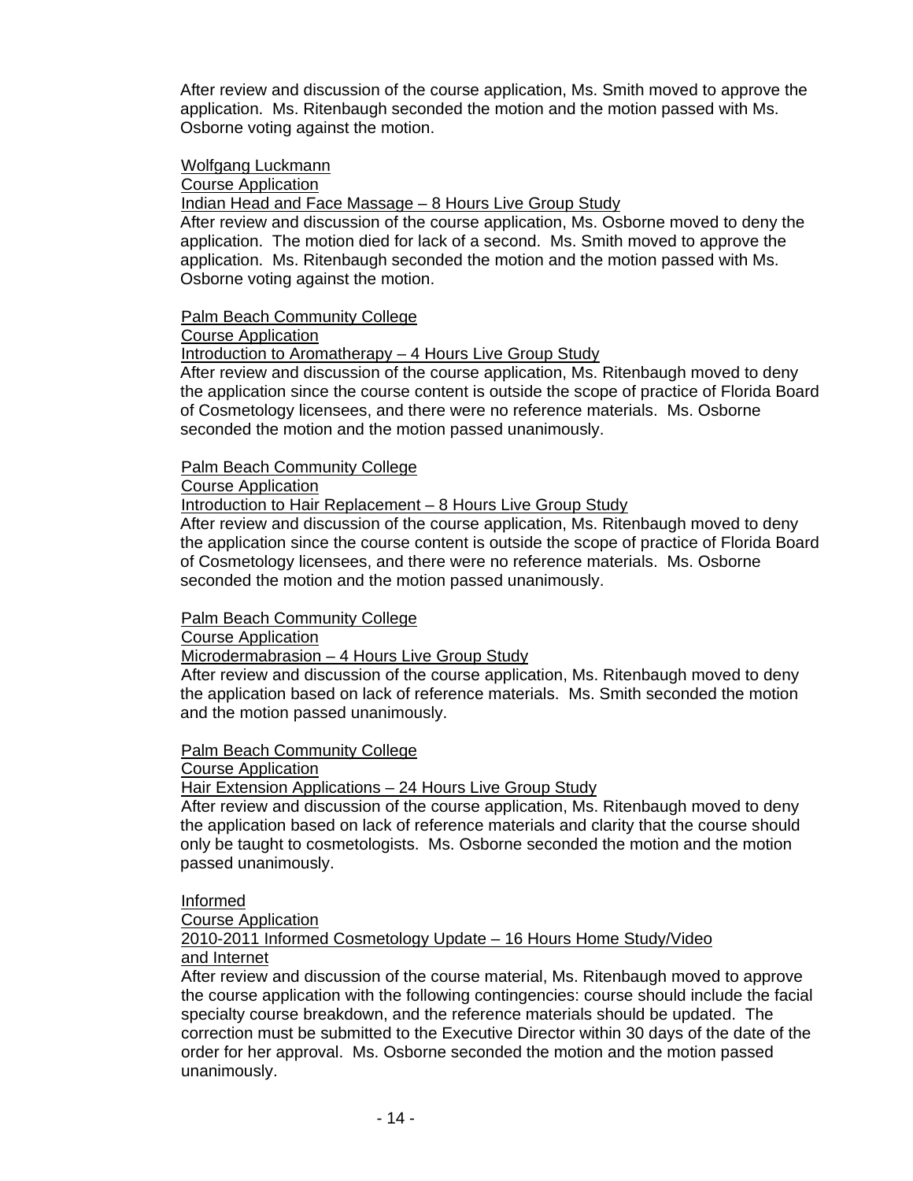After review and discussion of the course application, Ms. Smith moved to approve the application. Ms. Ritenbaugh seconded the motion and the motion passed with Ms. Osborne voting against the motion.

<u>Wolfgang Luckmann</u>
<u>Course Application</u>
<u>Indian Head and Face Massage – 8 Hours Live Group Study</u>
After review and discussion of the course application, Ms. Osborne moved to deny the application. The motion died for lack of a second. Ms. Smith moved to approve the application. Ms. Ritenbaugh seconded the motion and the motion passed with Ms. Osborne voting against the motion.

<u>Palm Beach Community College</u>
<u>Course Application</u>
<u>Introduction to Aromatherapy – 4 Hours Live Group Study</u>
After review and discussion of the course application, Ms. Ritenbaugh moved to deny the application since the course content is outside the scope of practice of Florida Board of Cosmetology licensees, and there were no reference materials. Ms. Osborne seconded the motion and the motion passed unanimously.

<u>Palm Beach Community College</u>
<u>Course Application</u>
<u>Introduction to Hair Replacement – 8 Hours Live Group Study</u>
After review and discussion of the course application, Ms. Ritenbaugh moved to deny the application since the course content is outside the scope of practice of Florida Board of Cosmetology licensees, and there were no reference materials. Ms. Osborne seconded the motion and the motion passed unanimously.

<u>Palm Beach Community College</u>
<u>Course Application</u>
<u>Microdermabrasion – 4 Hours Live Group Study</u>
After review and discussion of the course application, Ms. Ritenbaugh moved to deny the application based on lack of reference materials. Ms. Smith seconded the motion and the motion passed unanimously.

<u>Palm Beach Community College</u>
<u>Course Application</u>
<u>Hair Extension Applications – 24 Hours Live Group Study</u>
After review and discussion of the course application, Ms. Ritenbaugh moved to deny the application based on lack of reference materials and clarity that the course should only be taught to cosmetologists. Ms. Osborne seconded the motion and the motion passed unanimously.

<u>Informed</u>
<u>Course Application</u>
<u>2010-2011 Informed Cosmetology Update – 16 Hours Home Study/Video and Internet</u>
After review and discussion of the course material, Ms. Ritenbaugh moved to approve the course application with the following contingencies: course should include the facial specialty course breakdown, and the reference materials should be updated. The correction must be submitted to the Executive Director within 30 days of the date of the order for her approval. Ms. Osborne seconded the motion and the motion passed unanimously.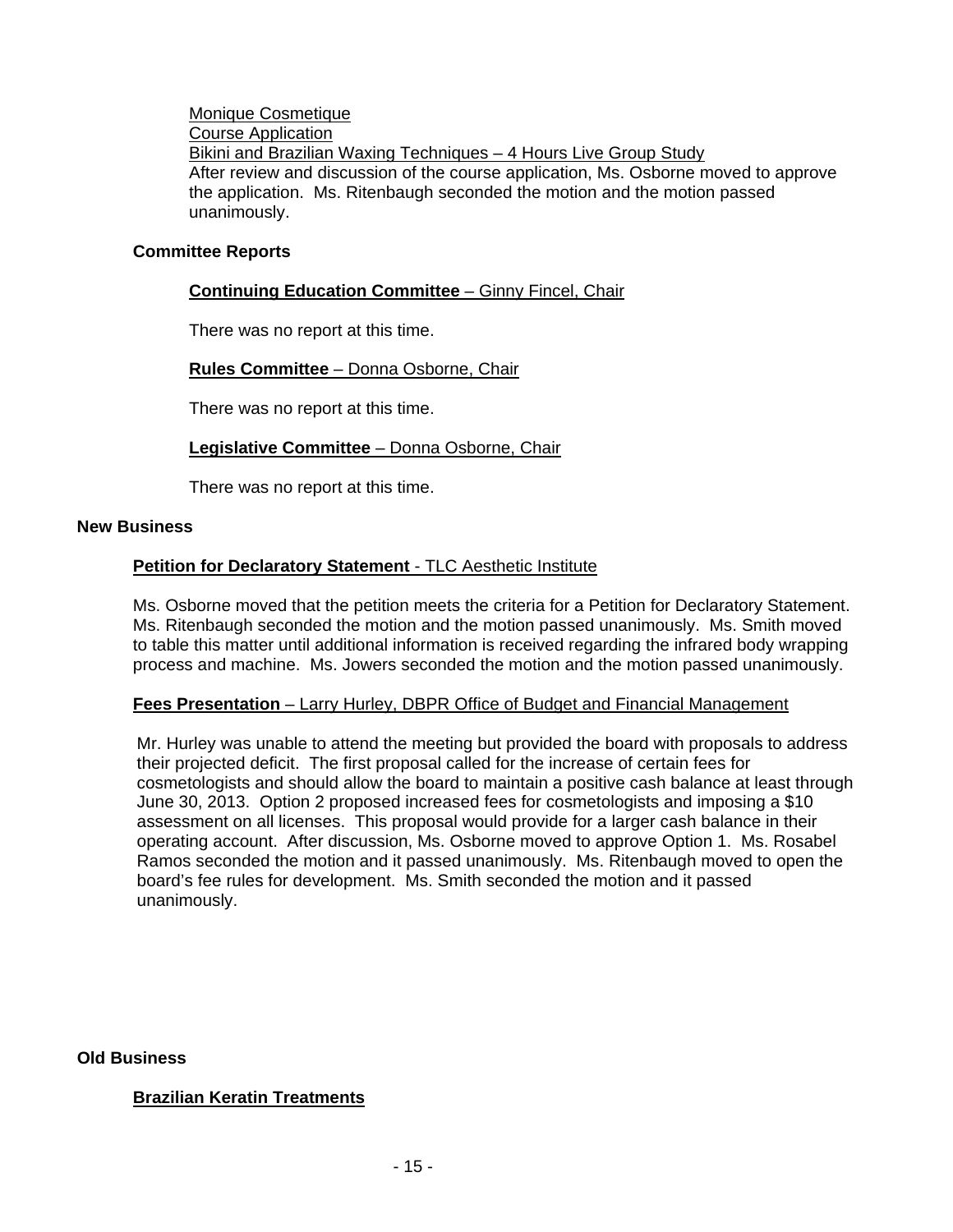Monique Cosmetique
Course Application
Bikini and Brazilian Waxing Techniques – 4 Hours Live Group Study
After review and discussion of the course application, Ms. Osborne moved to approve the application. Ms. Ritenbaugh seconded the motion and the motion passed unanimously.

### Committee Reports

**Continuing Education Committee** – Ginny Fincel, Chair

There was no report at this time.

**Rules Committee** – Donna Osborne, Chair

There was no report at this time.

**Legislative Committee** – Donna Osborne, Chair

There was no report at this time.

## New Business

**Petition for Declaratory Statement** - TLC Aesthetic Institute

Ms. Osborne moved that the petition meets the criteria for a Petition for Declaratory Statement. Ms. Ritenbaugh seconded the motion and the motion passed unanimously. Ms. Smith moved to table this matter until additional information is received regarding the infrared body wrapping process and machine. Ms. Jowers seconded the motion and the motion passed unanimously.

**Fees Presentation** – Larry Hurley, DBPR Office of Budget and Financial Management

Mr. Hurley was unable to attend the meeting but provided the board with proposals to address their projected deficit. The first proposal called for the increase of certain fees for cosmetologists and should allow the board to maintain a positive cash balance at least through June 30, 2013. Option 2 proposed increased fees for cosmetologists and imposing a $10 assessment on all licenses. This proposal would provide for a larger cash balance in their operating account. After discussion, Ms. Osborne moved to approve Option 1. Ms. Rosabel Ramos seconded the motion and it passed unanimously. Ms. Ritenbaugh moved to open the board's fee rules for development. Ms. Smith seconded the motion and it passed unanimously.

## Old Business

**Brazilian Keratin Treatments**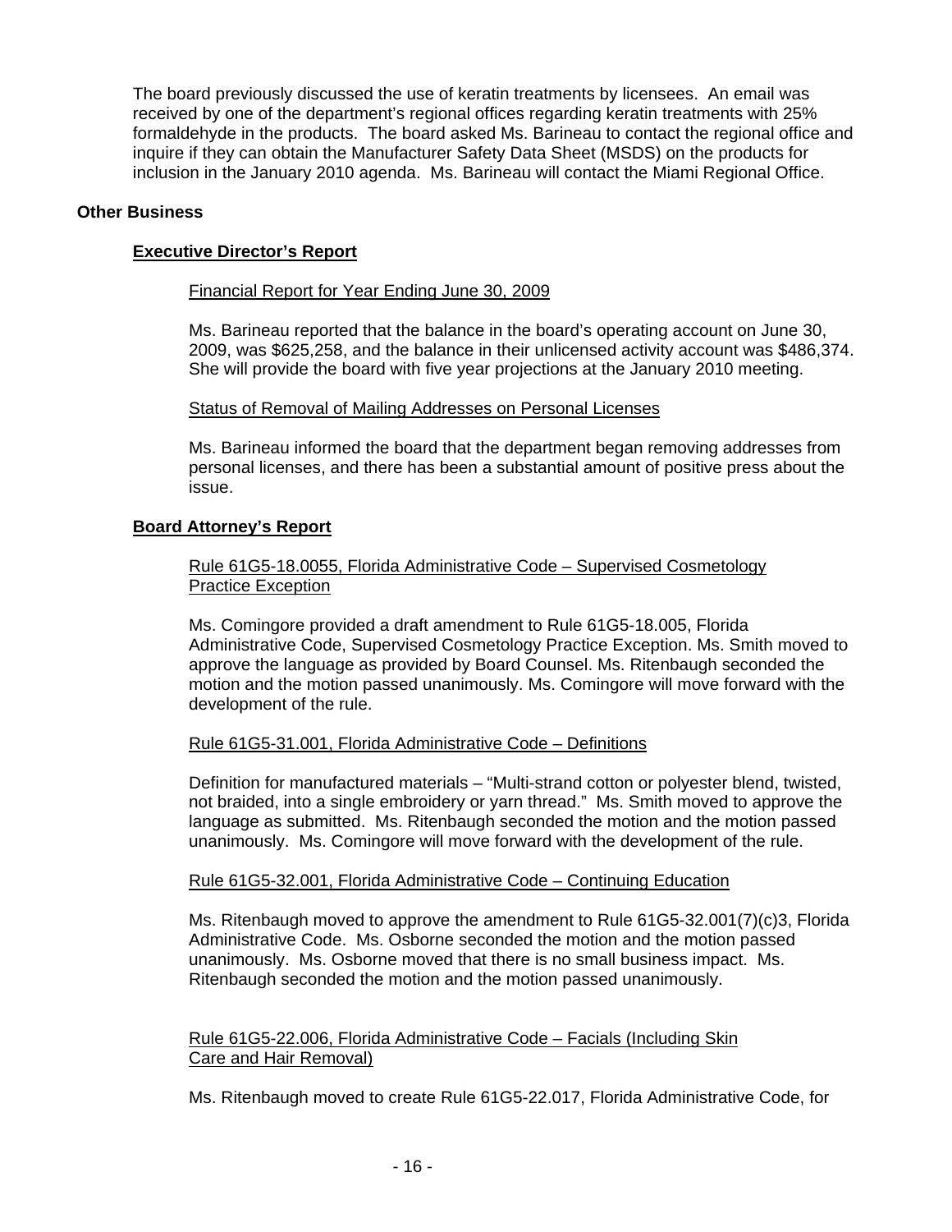The board previously discussed the use of keratin treatments by licensees. An email was received by one of the department's regional offices regarding keratin treatments with 25% formaldehyde in the products. The board asked Ms. Barineau to contact the regional office and inquire if they can obtain the Manufacturer Safety Data Sheet (MSDS) on the products for inclusion in the January 2010 agenda. Ms. Barineau will contact the Miami Regional Office.

**Other Business**

**Executive Director's Report**

Financial Report for Year Ending June 30, 2009

Ms. Barineau reported that the balance in the board's operating account on June 30, 2009, was $625,258, and the balance in their unlicensed activity account was $486,374. She will provide the board with five year projections at the January 2010 meeting.

Status of Removal of Mailing Addresses on Personal Licenses

Ms. Barineau informed the board that the department began removing addresses from personal licenses, and there has been a substantial amount of positive press about the issue.

**Board Attorney's Report**

Rule 61G5-18.0055, Florida Administrative Code – Supervised Cosmetology Practice Exception

Ms. Comingore provided a draft amendment to Rule 61G5-18.005, Florida Administrative Code, Supervised Cosmetology Practice Exception. Ms. Smith moved to approve the language as provided by Board Counsel. Ms. Ritenbaugh seconded the motion and the motion passed unanimously. Ms. Comingore will move forward with the development of the rule.

Rule 61G5-31.001, Florida Administrative Code – Definitions

Definition for manufactured materials – "Multi-strand cotton or polyester blend, twisted, not braided, into a single embroidery or yarn thread." Ms. Smith moved to approve the language as submitted. Ms. Ritenbaugh seconded the motion and the motion passed unanimously. Ms. Comingore will move forward with the development of the rule.

Rule 61G5-32.001, Florida Administrative Code – Continuing Education

Ms. Ritenbaugh moved to approve the amendment to Rule 61G5-32.001(7)(c)3, Florida Administrative Code. Ms. Osborne seconded the motion and the motion passed unanimously. Ms. Osborne moved that there is no small business impact. Ms. Ritenbaugh seconded the motion and the motion passed unanimously.

Rule 61G5-22.006, Florida Administrative Code – Facials (Including Skin Care and Hair Removal)

Ms. Ritenbaugh moved to create Rule 61G5-22.017, Florida Administrative Code, for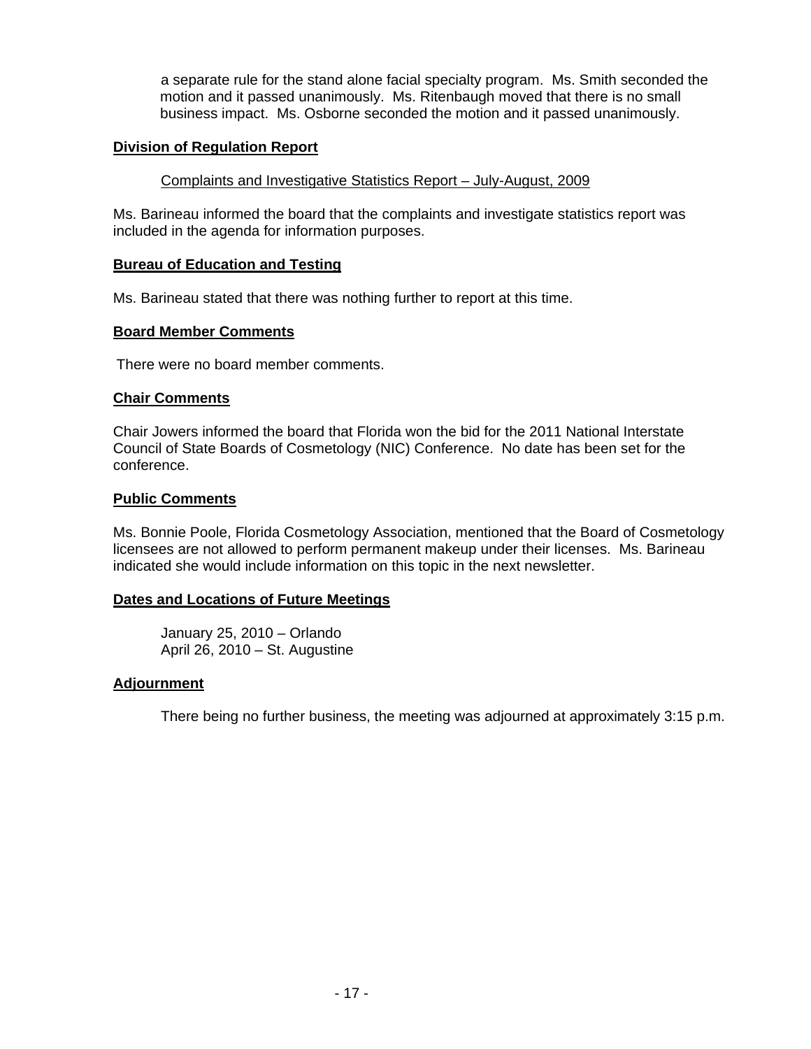a separate rule for the stand alone facial specialty program. Ms. Smith seconded the motion and it passed unanimously. Ms. Ritenbaugh moved that there is no small business impact. Ms. Osborne seconded the motion and it passed unanimously.

**Division of Regulation Report**

Complaints and Investigative Statistics Report – July-August, 2009

Ms. Barineau informed the board that the complaints and investigate statistics report was included in the agenda for information purposes.

**Bureau of Education and Testing**

Ms. Barineau stated that there was nothing further to report at this time.

**Board Member Comments**

There were no board member comments.

**Chair Comments**

Chair Jowers informed the board that Florida won the bid for the 2011 National Interstate Council of State Boards of Cosmetology (NIC) Conference. No date has been set for the conference.

**Public Comments**

Ms. Bonnie Poole, Florida Cosmetology Association, mentioned that the Board of Cosmetology licensees are not allowed to perform permanent makeup under their licenses. Ms. Barineau indicated she would include information on this topic in the next newsletter.

**Dates and Locations of Future Meetings**

January 25, 2010 – Orlando
April 26, 2010 – St. Augustine

**Adjournment**

There being no further business, the meeting was adjourned at approximately 3:15 p.m.